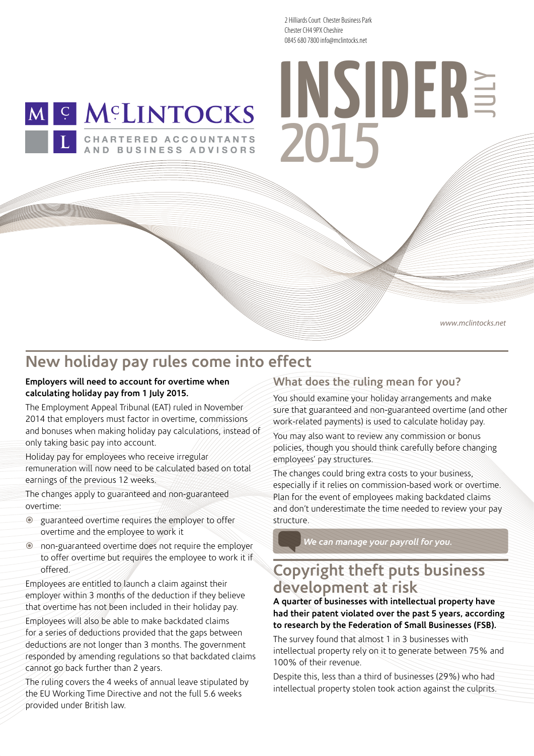2 Hilliards Court Chester Business Park
Chester CH4 9PX Cheshire
0845 680 7800 info@mclintocks.net

McLINTOCKS
CHARTERED ACCOUNTANTS AND BUSINESS ADVISORS

# INSIDER JULY 2015

www.mclintocks.net

## New holiday pay rules come into effect

**Employers will need to account for overtime when calculating holiday pay from 1 July 2015.**

The Employment Appeal Tribunal (EAT) ruled in November 2014 that employers must factor in overtime, commissions and bonuses when making holiday pay calculations, instead of only taking basic pay into account.

Holiday pay for employees who receive irregular remuneration will now need to be calculated based on total earnings of the previous 12 weeks.

The changes apply to guaranteed and non-guaranteed overtime:

- guaranteed overtime requires the employer to offer overtime and the employee to work it
- non-guaranteed overtime does not require the employer to offer overtime but requires the employee to work it if offered.

Employees are entitled to launch a claim against their employer within 3 months of the deduction if they believe that overtime has not been included in their holiday pay.

Employees will also be able to make backdated claims for a series of deductions provided that the gaps between deductions are not longer than 3 months. The government responded by amending regulations so that backdated claims cannot go back further than 2 years.

The ruling covers the 4 weeks of annual leave stipulated by the EU Working Time Directive and not the full 5.6 weeks provided under British law.

### What does the ruling mean for you?

You should examine your holiday arrangements and make sure that guaranteed and non-guaranteed overtime (and other work-related payments) is used to calculate holiday pay.

You may also want to review any commission or bonus policies, though you should think carefully before changing employees' pay structures.

The changes could bring extra costs to your business, especially if it relies on commission-based work or overtime. Plan for the event of employees making backdated claims and don't underestimate the time needed to review your pay structure.

*We can manage your payroll for you.*

## Copyright theft puts business development at risk

**A quarter of businesses with intellectual property have had their patent violated over the past 5 years, according to research by the Federation of Small Businesses (FSB).**

The survey found that almost 1 in 3 businesses with intellectual property rely on it to generate between 75% and 100% of their revenue.

Despite this, less than a third of businesses (29%) who had intellectual property stolen took action against the culprits.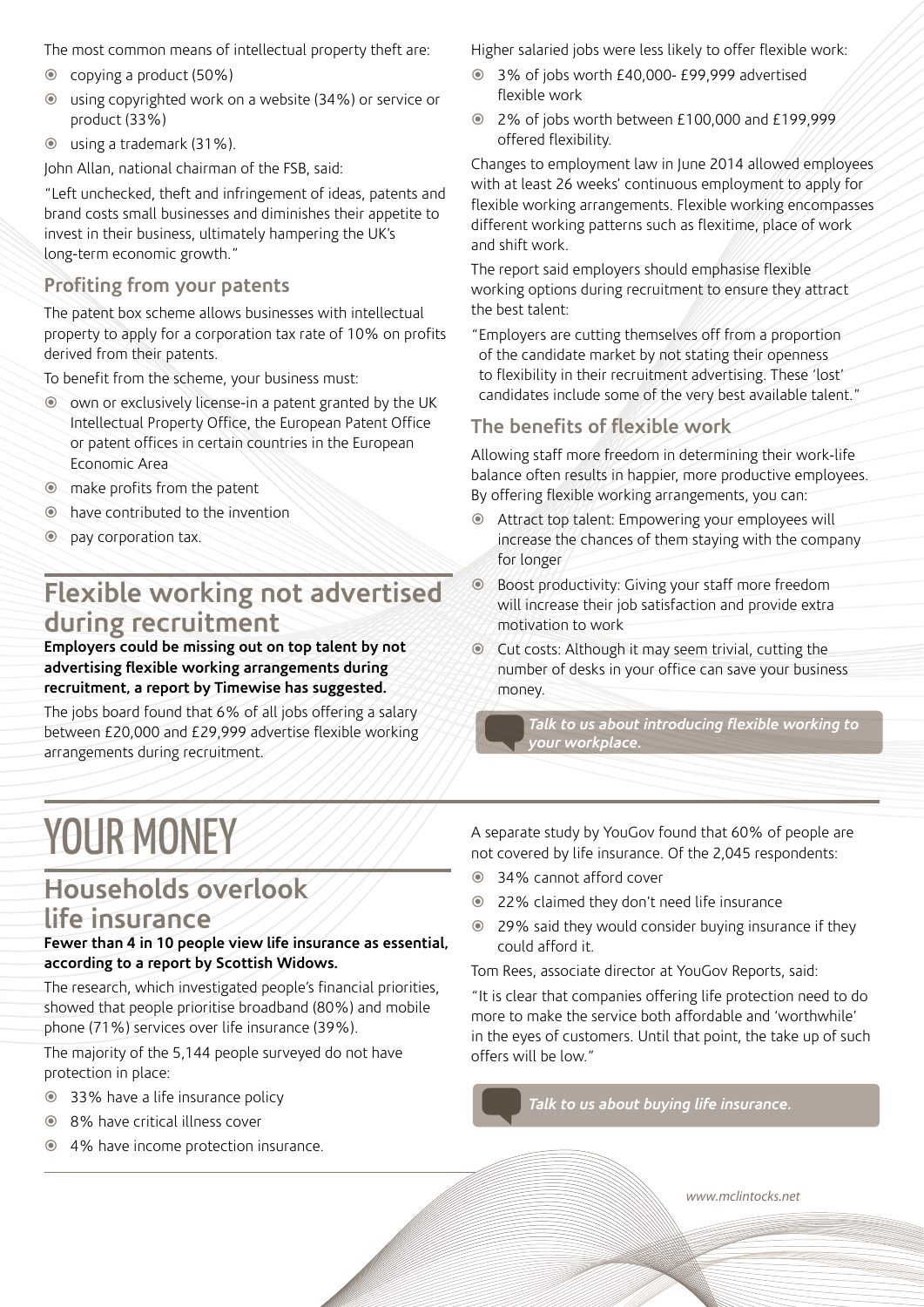The most common means of intellectual property theft are:

- copying a product (50%)
- using copyrighted work on a website (34%) or service or product (33%)
- using a trademark (31%).

John Allan, national chairman of the FSB, said:

"Left unchecked, theft and infringement of ideas, patents and brand costs small businesses and diminishes their appetite to invest in their business, ultimately hampering the UK's long-term economic growth."

### Profiting from your patents

The patent box scheme allows businesses with intellectual property to apply for a corporation tax rate of 10% on profits derived from their patents.

To benefit from the scheme, your business must:

- own or exclusively license-in a patent granted by the UK Intellectual Property Office, the European Patent Office or patent offices in certain countries in the European Economic Area
- make profits from the patent
- have contributed to the invention
- pay corporation tax.

## Flexible working not advertised during recruitment

**Employers could be missing out on top talent by not advertising flexible working arrangements during recruitment, a report by Timewise has suggested.**

The jobs board found that 6% of all jobs offering a salary between £20,000 and £29,999 advertise flexible working arrangements during recruitment.

Higher salaried jobs were less likely to offer flexible work:

- 3% of jobs worth £40,000- £99,999 advertised flexible work
- 2% of jobs worth between £100,000 and £199,999 offered flexibility.

Changes to employment law in June 2014 allowed employees with at least 26 weeks' continuous employment to apply for flexible working arrangements. Flexible working encompasses different working patterns such as flexitime, place of work and shift work.

The report said employers should emphasise flexible working options during recruitment to ensure they attract the best talent:

"Employers are cutting themselves off from a proportion of the candidate market by not stating their openness to flexibility in their recruitment advertising. These 'lost' candidates include some of the very best available talent."

### The benefits of flexible work

Allowing staff more freedom in determining their work-life balance often results in happier, more productive employees. By offering flexible working arrangements, you can:

- Attract top talent: Empowering your employees will increase the chances of them staying with the company for longer
- Boost productivity: Giving your staff more freedom will increase their job satisfaction and provide extra motivation to work
- Cut costs: Although it may seem trivial, cutting the number of desks in your office can save your business money.

***Talk to us about introducing flexible working to your workplace.***

# YOUR MONEY

## Households overlook life insurance

**Fewer than 4 in 10 people view life insurance as essential, according to a report by Scottish Widows.**

The research, which investigated people's financial priorities, showed that people prioritise broadband (80%) and mobile phone (71%) services over life insurance (39%).

The majority of the 5,144 people surveyed do not have protection in place:

- 33% have a life insurance policy
- 8% have critical illness cover
- 4% have income protection insurance.

A separate study by YouGov found that 60% of people are not covered by life insurance. Of the 2,045 respondents:

- 34% cannot afford cover
- 22% claimed they don't need life insurance
- 29% said they would consider buying insurance if they could afford it.

Tom Rees, associate director at YouGov Reports, said:

"It is clear that companies offering life protection need to do more to make the service both affordable and 'worthwhile' in the eyes of customers. Until that point, the take up of such offers will be low."

***Talk to us about buying life insurance.***